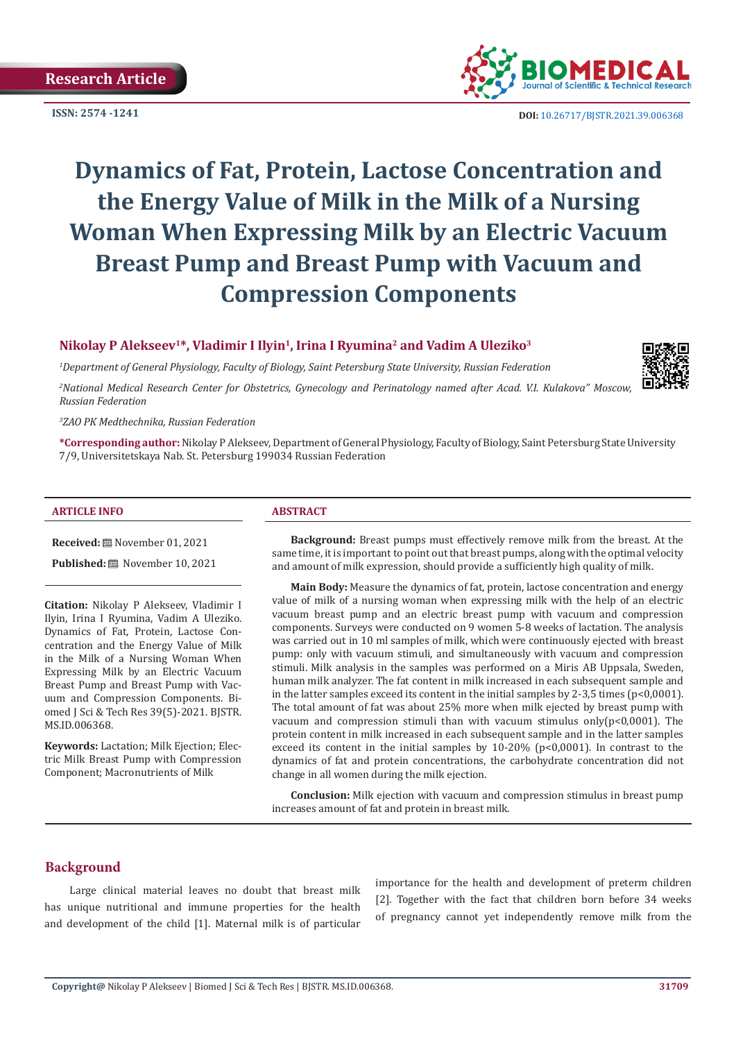Research Article

ISSN: 2574 -1241

DOI: 10.26717/BJSTR.2021.39.006368

# Dynamics of Fat, Protein, Lactose Concentration and the Energy Value of Milk in the Milk of a Nursing Woman When Expressing Milk by an Electric Vacuum Breast Pump and Breast Pump with Vacuum and Compression Components

**Nikolay P Alekseev[1]\*, Vladimir I Ilyin[1], Irina I Ryumina[2] and Vadim A Uleziko[3]**

*[1]Department of General Physiology, Faculty of Biology, Saint Petersburg State University, Russian Federation*

*[2]National Medical Research Center for Obstetrics, Gynecology and Perinatology named after Acad. V.I. Kulakova" Moscow, Russian Federation*

*[3]ZAO PK Medthechnika, Russian Federation*

**\*Corresponding author:** Nikolay P Alekseev, Department of General Physiology, Faculty of Biology, Saint Petersburg State University 7/9, Universitetskaya Nab. St. Petersburg 199034 Russian Federation

## ARTICLE INFO

**Received:** November 01, 2021

**Published:** November 10, 2021

**Citation:** Nikolay P Alekseev, Vladimir I Ilyin, Irina I Ryumina, Vadim A Uleziko. Dynamics of Fat, Protein, Lactose Concentration and the Energy Value of Milk in the Milk of a Nursing Woman When Expressing Milk by an Electric Vacuum Breast Pump and Breast Pump with Vacuum and Compression Components. Biomed J Sci & Tech Res 39(5)-2021. BJSTR. MS.ID.006368.

**Keywords:** Lactation; Milk Ejection; Electric Milk Breast Pump with Compression Component; Macronutrients of Milk

## ABSTRACT

**Background:** Breast pumps must effectively remove milk from the breast. At the same time, it is important to point out that breast pumps, along with the optimal velocity and amount of milk expression, should provide a sufficiently high quality of milk.

**Main Body:** Measure the dynamics of fat, protein, lactose concentration and energy value of milk of a nursing woman when expressing milk with the help of an electric vacuum breast pump and an electric breast pump with vacuum and compression components. Surveys were conducted on 9 women 5-8 weeks of lactation. The analysis was carried out in 10 ml samples of milk, which were continuously ejected with breast pump: only with vacuum stimuli, and simultaneously with vacuum and compression stimuli. Milk analysis in the samples was performed on a Miris AB Uppsala, Sweden, human milk analyzer. The fat content in milk increased in each subsequent sample and in the latter samples exceed its content in the initial samples by 2-3,5 times ($p<0,0001$). The total amount of fat was about 25% more when milk ejected by breast pump with vacuum and compression stimuli than with vacuum stimulus only($p<0,0001$). The protein content in milk increased in each subsequent sample and in the latter samples exceed its content in the initial samples by 10-20% ($p<0,0001$). In contrast to the dynamics of fat and protein concentrations, the carbohydrate concentration did not change in all women during the milk ejection.

**Conclusion:** Milk ejection with vacuum and compression stimulus in breast pump increases amount of fat and protein in breast milk.

## Background

Large clinical material leaves no doubt that breast milk has unique nutritional and immune properties for the health and development of the child [1]. Maternal milk is of particular importance for the health and development of preterm children [2]. Together with the fact that children born before 34 weeks of pregnancy cannot yet independently remove milk from the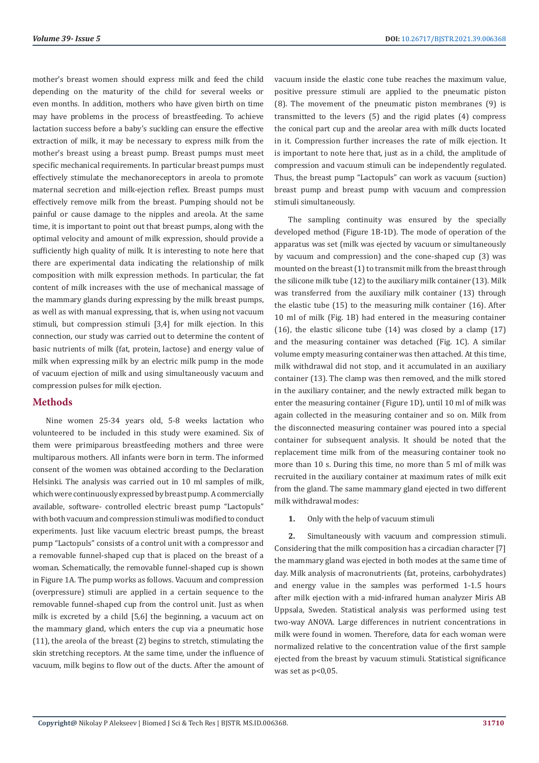mother's breast women should express milk and feed the child depending on the maturity of the child for several weeks or even months. In addition, mothers who have given birth on time may have problems in the process of breastfeeding. To achieve lactation success before a baby's suckling can ensure the effective extraction of milk, it may be necessary to express milk from the mother's breast using a breast pump. Breast pumps must meet specific mechanical requirements. In particular breast pumps must effectively stimulate the mechanoreceptors in areola to promote maternal secretion and milk-ejection reflex. Breast pumps must effectively remove milk from the breast. Pumping should not be painful or cause damage to the nipples and areola. At the same time, it is important to point out that breast pumps, along with the optimal velocity and amount of milk expression, should provide a sufficiently high quality of milk. It is interesting to note here that there are experimental data indicating the relationship of milk composition with milk expression methods. In particular, the fat content of milk increases with the use of mechanical massage of the mammary glands during expressing by the milk breast pumps, as well as with manual expressing, that is, when using not vacuum stimuli, but compression stimuli [3,4] for milk ejection. In this connection, our study was carried out to determine the content of basic nutrients of milk (fat, protein, lactose) and energy value of milk when expressing milk by an electric milk pump in the mode of vacuum ejection of milk and using simultaneously vacuum and compression pulses for milk ejection.

## Methods

Nine women 25-34 years old, 5-8 weeks lactation who volunteered to be included in this study were examined. Six of them were primiparous breastfeeding mothers and three were multiparous mothers. All infants were born in term. The informed consent of the women was obtained according to the Declaration Helsinki. The analysis was carried out in 10 ml samples of milk, which were continuously expressed by breast pump. A commercially available, software- controlled electric breast pump "Lactopuls" with both vacuum and compression stimuli was modified to conduct experiments. Just like vacuum electric breast pumps, the breast pump "Lactopuls" consists of a control unit with a compressor and a removable funnel-shaped cup that is placed on the breast of a woman. Schematically, the removable funnel-shaped cup is shown in Figure 1A. The pump works as follows. Vacuum and compression (overpressure) stimuli are applied in a certain sequence to the removable funnel-shaped cup from the control unit. Just as when milk is excreted by a child [5,6] the beginning, a vacuum act on the mammary gland, which enters the cup via a pneumatic hose (11), the areola of the breast (2) begins to stretch, stimulating the skin stretching receptors. At the same time, under the influence of vacuum, milk begins to flow out of the ducts. After the amount of vacuum inside the elastic cone tube reaches the maximum value, positive pressure stimuli are applied to the pneumatic piston (8). The movement of the pneumatic piston membranes (9) is transmitted to the levers (5) and the rigid plates (4) compress the conical part cup and the areolar area with milk ducts located in it. Compression further increases the rate of milk ejection. It is important to note here that, just as in a child, the amplitude of compression and vacuum stimuli can be independently regulated. Thus, the breast pump "Lactopuls" can work as vacuum (suction) breast pump and breast pump with vacuum and compression stimuli simultaneously.

The sampling continuity was ensured by the specially developed method (Figure 1B-1D). The mode of operation of the apparatus was set (milk was ejected by vacuum or simultaneously by vacuum and compression) and the cone-shaped cup (3) was mounted on the breast (1) to transmit milk from the breast through the silicone milk tube (12) to the auxiliary milk container (13). Milk was transferred from the auxiliary milk container (13) through the elastic tube (15) to the measuring milk container (16). After 10 ml of milk (Fig. 1B) had entered in the measuring container (16), the elastic silicone tube (14) was closed by a clamp (17) and the measuring container was detached (Fig. 1C). A similar volume empty measuring container was then attached. At this time, milk withdrawal did not stop, and it accumulated in an auxiliary container (13). The clamp was then removed, and the milk stored in the auxiliary container, and the newly extracted milk began to enter the measuring container (Figure 1D), until 10 ml of milk was again collected in the measuring container and so on. Milk from the disconnected measuring container was poured into a special container for subsequent analysis. It should be noted that the replacement time milk from of the measuring container took no more than 10 s. During this time, no more than 5 ml of milk was recruited in the auxiliary container at maximum rates of milk exit from the gland. The same mammary gland ejected in two different milk withdrawal modes:

1. Only with the help of vacuum stimuli
2. Simultaneously with vacuum and compression stimuli. Considering that the milk composition has a circadian character [7] the mammary gland was ejected in both modes at the same time of day. Milk analysis of macronutrients (fat, proteins, carbohydrates) and energy value in the samples was performed 1-1.5 hours after milk ejection with a mid-infrared human analyzer Miris AB Uppsala, Sweden. Statistical analysis was performed using test two-way ANOVA. Large differences in nutrient concentrations in milk were found in women. Therefore, data for each woman were normalized relative to the concentration value of the first sample ejected from the breast by vacuum stimuli. Statistical significance was set as $p<0,05$.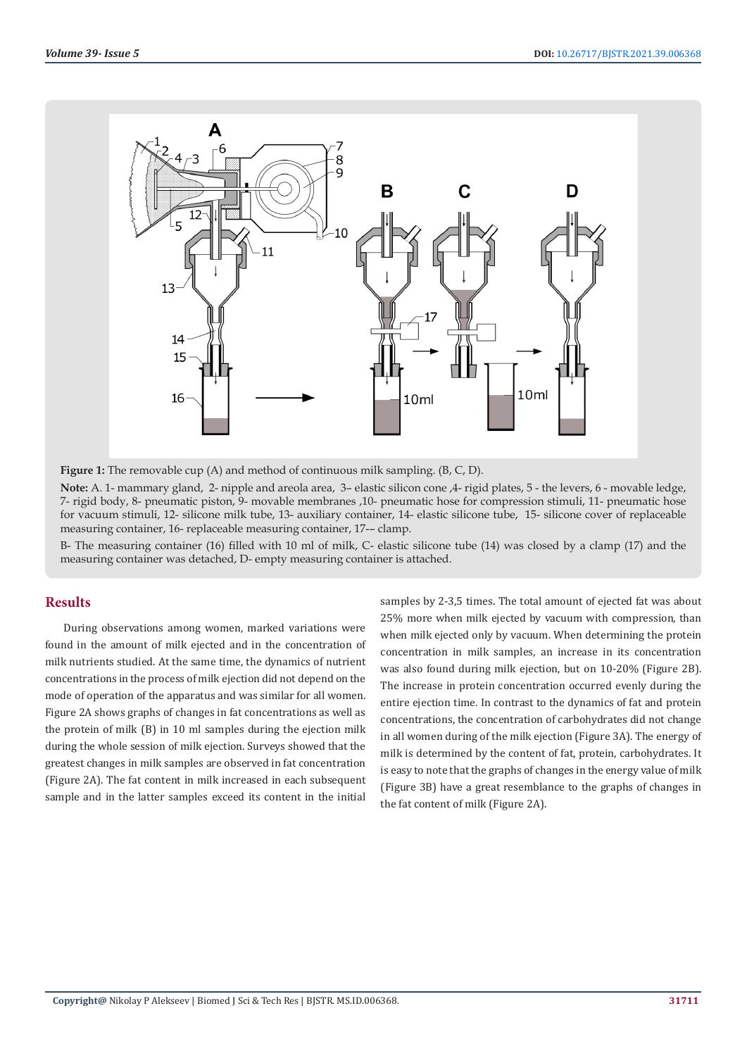A

B

C

D

1

2

4

3

6

7

8

9

10

11

12

5

13

14

15

16

17

10ml

10ml

**Figure 1:** The removable cup (A) and method of continuous milk sampling. (B, C, D).

**Note:** A. 1- mammary gland, 2- nipple and areola area, 3– elastic silicon cone ,4- rigid plates, 5 - the levers, 6 - movable ledge, 7- rigid body, 8- pneumatic piston, 9- movable membranes ,10- pneumatic hose for compression stimuli, 11- pneumatic hose for vacuum stimuli, 12- silicone milk tube, 13- auxiliary container, 14- elastic silicone tube, 15- silicone cover of replaceable measuring container, 16- replaceable measuring container, 17-– clamp.

B- The measuring container (16) filled with 10 ml of milk, C- elastic silicone tube (14) was closed by a clamp (17) and the measuring container was detached, D- empty measuring container is attached.

## Results

During observations among women, marked variations were found in the amount of milk ejected and in the concentration of milk nutrients studied. At the same time, the dynamics of nutrient concentrations in the process of milk ejection did not depend on the mode of operation of the apparatus and was similar for all women. Figure 2A shows graphs of changes in fat concentrations as well as the protein of milk (B) in 10 ml samples during the ejection milk during the whole session of milk ejection. Surveys showed that the greatest changes in milk samples are observed in fat concentration (Figure 2A). The fat content in milk increased in each subsequent sample and in the latter samples exceed its content in the initial samples by 2-3,5 times. The total amount of ejected fat was about 25% more when milk ejected by vacuum with compression, than when milk ejected only by vacuum. When determining the protein concentration in milk samples, an increase in its concentration was also found during milk ejection, but on 10-20% (Figure 2B). The increase in protein concentration occurred evenly during the entire ejection time. In contrast to the dynamics of fat and protein concentrations, the concentration of carbohydrates did not change in all women during of the milk ejection (Figure 3A). The energy of milk is determined by the content of fat, protein, carbohydrates. It is easy to note that the graphs of changes in the energy value of milk (Figure 3B) have a great resemblance to the graphs of changes in the fat content of milk (Figure 2A).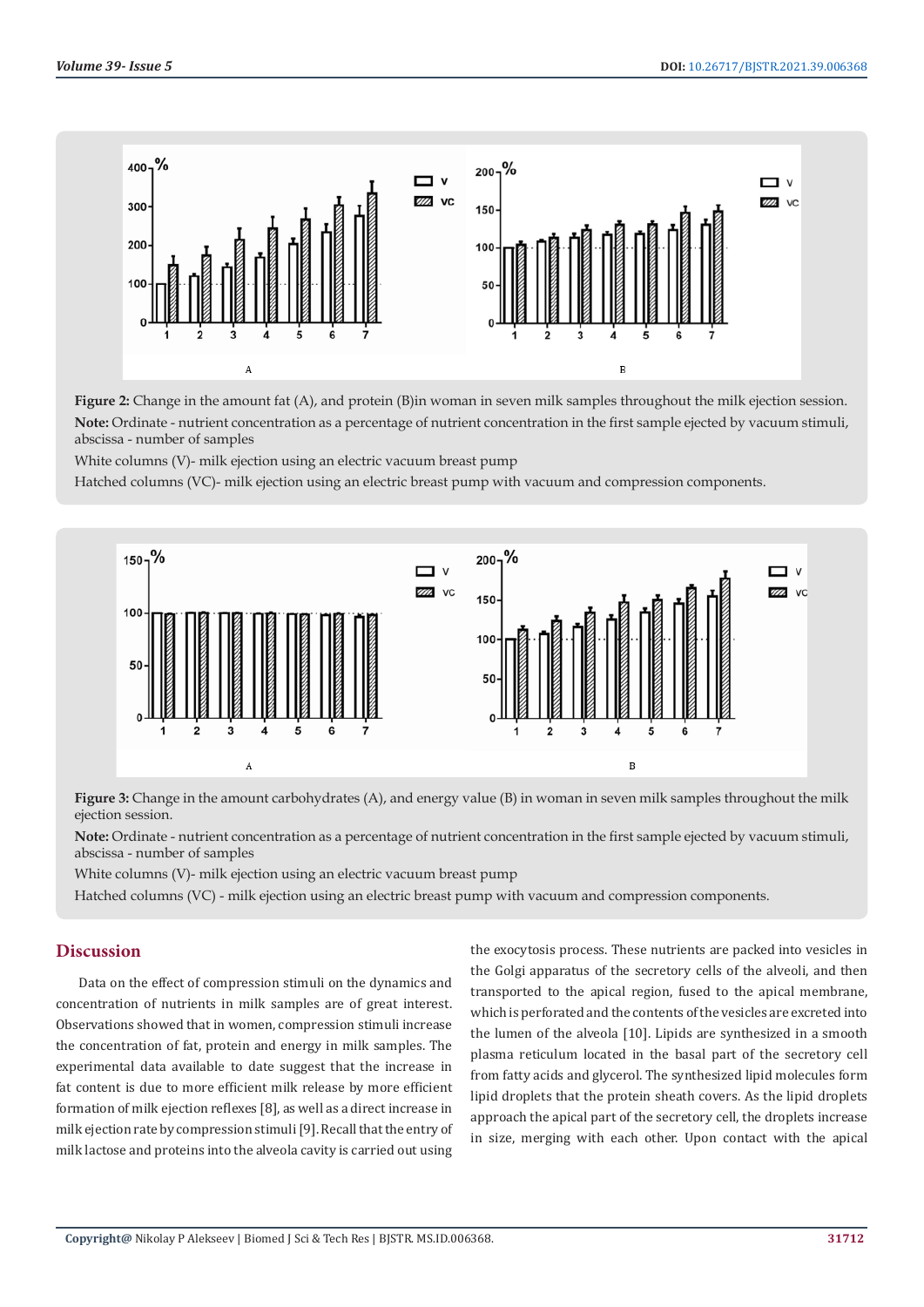400 %
300
200
100
0
1 2 3 4 5 6 7
V
VC
A

200 %
150
100
50
0
1 2 3 4 5 6 7
V
VC
B

**Figure 2:** Change in the amount fat (A), and protein (B)in woman in seven milk samples throughout the milk ejection session.

**Note:** Ordinate - nutrient concentration as a percentage of nutrient concentration in the first sample ejected by vacuum stimuli, abscissa - number of samples

White columns (V)- milk ejection using an electric vacuum breast pump

Hatched columns (VC)- milk ejection using an electric breast pump with vacuum and compression components.

150 %
100
50
0
1 2 3 4 5 6 7
V
VC
A

200 %
150
100
50
0
1 2 3 4 5 6 7
V
VC
B

**Figure 3:** Change in the amount carbohydrates (A), and energy value (B) in woman in seven milk samples throughout the milk ejection session.

**Note:** Ordinate - nutrient concentration as a percentage of nutrient concentration in the first sample ejected by vacuum stimuli, abscissa - number of samples

White columns (V)- milk ejection using an electric vacuum breast pump

Hatched columns (VC) - milk ejection using an electric breast pump with vacuum and compression components.

## Discussion

Data on the effect of compression stimuli on the dynamics and concentration of nutrients in milk samples are of great interest. Observations showed that in women, compression stimuli increase the concentration of fat, protein and energy in milk samples. The experimental data available to date suggest that the increase in fat content is due to more efficient milk release by more efficient formation of milk ejection reflexes [8], as well as a direct increase in milk ejection rate by compression stimuli [9]. Recall that the entry of milk lactose and proteins into the alveola cavity is carried out using the exocytosis process. These nutrients are packed into vesicles in the Golgi apparatus of the secretory cells of the alveoli, and then transported to the apical region, fused to the apical membrane, which is perforated and the contents of the vesicles are excreted into the lumen of the alveola [10]. Lipids are synthesized in a smooth plasma reticulum located in the basal part of the secretory cell from fatty acids and glycerol. The synthesized lipid molecules form lipid droplets that the protein sheath covers. As the lipid droplets approach the apical part of the secretory cell, the droplets increase in size, merging with each other. Upon contact with the apical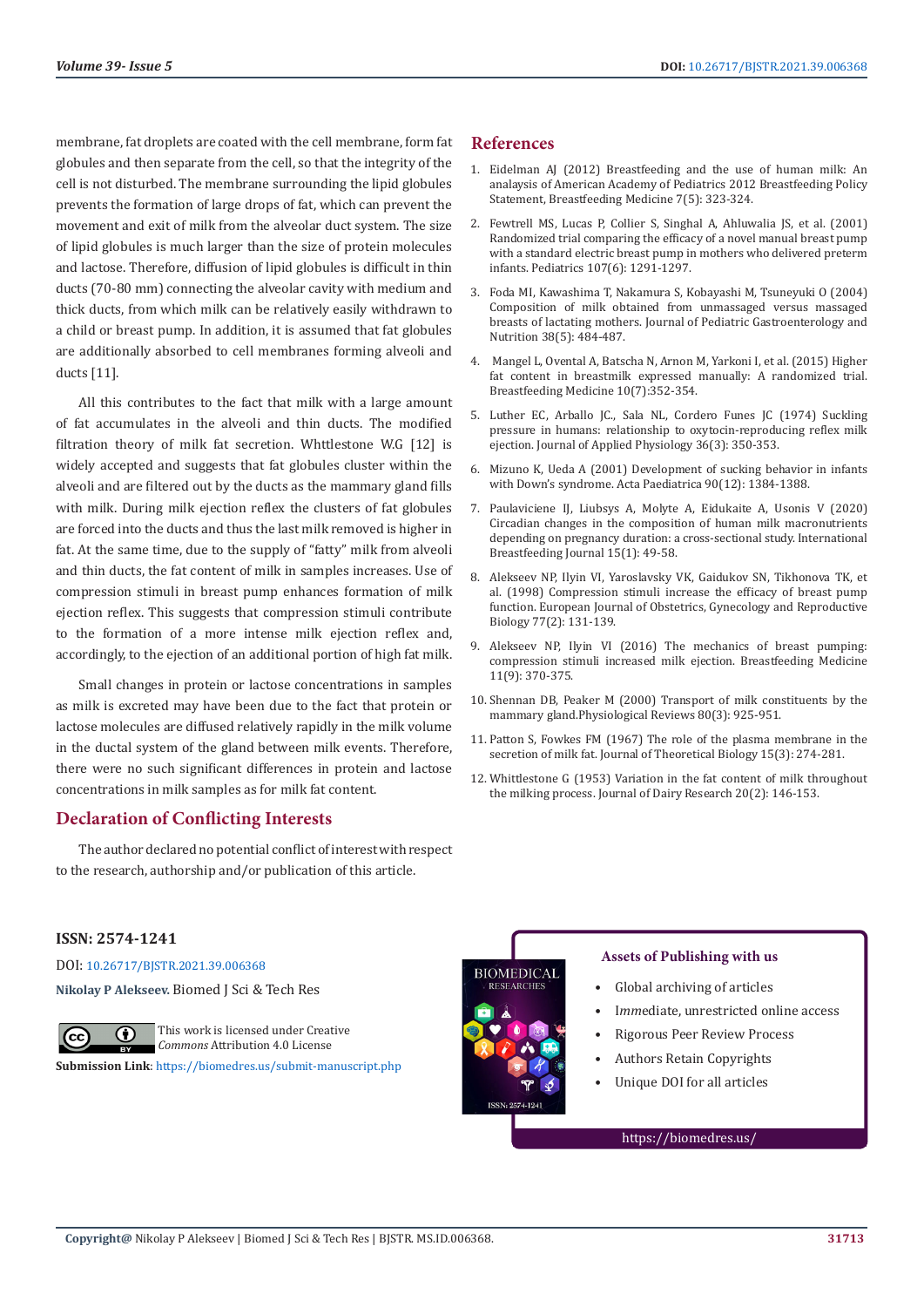membrane, fat droplets are coated with the cell membrane, form fat globules and then separate from the cell, so that the integrity of the cell is not disturbed. The membrane surrounding the lipid globules prevents the formation of large drops of fat, which can prevent the movement and exit of milk from the alveolar duct system. The size of lipid globules is much larger than the size of protein molecules and lactose. Therefore, diffusion of lipid globules is difficult in thin ducts (70-80 mm) connecting the alveolar cavity with medium and thick ducts, from which milk can be relatively easily withdrawn to a child or breast pump. In addition, it is assumed that fat globules are additionally absorbed to cell membranes forming alveoli and ducts [11].

All this contributes to the fact that milk with a large amount of fat accumulates in the alveoli and thin ducts. The modified filtration theory of milk fat secretion. Whttlestone W.G [12] is widely accepted and suggests that fat globules cluster within the alveoli and are filtered out by the ducts as the mammary gland fills with milk. During milk ejection reflex the clusters of fat globules are forced into the ducts and thus the last milk removed is higher in fat. At the same time, due to the supply of "fatty" milk from alveoli and thin ducts, the fat content of milk in samples increases. Use of compression stimuli in breast pump enhances formation of milk ejection reflex. This suggests that compression stimuli contribute to the formation of a more intense milk ejection reflex and, accordingly, to the ejection of an additional portion of high fat milk.

Small changes in protein or lactose concentrations in samples as milk is excreted may have been due to the fact that protein or lactose molecules are diffused relatively rapidly in the milk volume in the ductal system of the gland between milk events. Therefore, there were no such significant differences in protein and lactose concentrations in milk samples as for milk fat content.

## Declaration of Conflicting Interests

The author declared no potential conflict of interest with respect to the research, authorship and/or publication of this article.

## References

1. Eidelman AJ (2012) Breastfeeding and the use of human milk: An analysis of American Academy of Pediatrics 2012 Breastfeeding Policy Statement, Breastfeeding Medicine 7(5): 323-324.
2. Fewtrell MS, Lucas P, Collier S, Singhal A, Ahluwalia JS, et al. (2001) Randomized trial comparing the efficacy of a novel manual breast pump with a standard electric breast pump in mothers who delivered preterm infants. Pediatrics 107(6): 1291-1297.
3. Foda MI, Kawashima T, Nakamura S, Kobayashi M, Tsuneyuki O (2004) Composition of milk obtained from unmassaged versus massaged breasts of lactating mothers. Journal of Pediatric Gastroenterology and Nutrition 38(5): 484-487.
4. Mangel L, Ovental A, Batscha N, Arnon M, Yarkoni I, et al. (2015) Higher fat content in breastmilk expressed manually: A randomized trial. Breastfeeding Medicine 10(7):352-354.
5. Luther EC, Arballo JC., Sala NL, Cordero Funes JC (1974) Suckling pressure in humans: relationship to oxytocin-reproducing reflex milk ejection. Journal of Applied Physiology 36(3): 350-353.
6. Mizuno K, Ueda A (2001) Development of sucking behavior in infants with Down's syndrome. Acta Paediatrica 90(12): 1384-1388.
7. Paulaviciene IJ, Liubsys A, Molyte A, Eidukaite A, Usonis V (2020) Circadian changes in the composition of human milk macronutrients depending on pregnancy duration: a cross-sectional study. International Breastfeeding Journal 15(1): 49-58.
8. Alekseev NP, Ilyin VI, Yaroslavsky VK, Gaidukov SN, Tikhonova TK, et al. (1998) Compression stimuli increase the efficacy of breast pump function. European Journal of Obstetrics, Gynecology and Reproductive Biology 77(2): 131-139.
9. Alekseev NP, Ilyin VI (2016) The mechanics of breast pumping: compression stimuli increased milk ejection. Breastfeeding Medicine 11(9): 370-375.
10. Shennan DB, Peaker M (2000) Transport of milk constituents by the mammary gland.Physiological Reviews 80(3): 925-951.
11. Patton S, Fowkes FM (1967) The role of the plasma membrane in the secretion of milk fat. Journal of Theoretical Biology 15(3): 274-281.
12. Whittlestone G (1953) Variation in the fat content of milk throughout the milking process. Journal of Dairy Research 20(2): 146-153.

**ISSN: 2574-1241**

DOI: 10.26717/BJSTR.2021.39.006368

**Nikolay P Alekseev.** Biomed J Sci & Tech Res

This work is licensed under Creative *Commons* Attribution 4.0 License

**Submission Link**: https://biomedres.us/submit-manuscript.php

### Assets of Publishing with us

- Global archiving of articles
- Immediate, unrestricted online access
- Rigorous Peer Review Process
- Authors Retain Copyrights
- Unique DOI for all articles

https://biomedres.us/